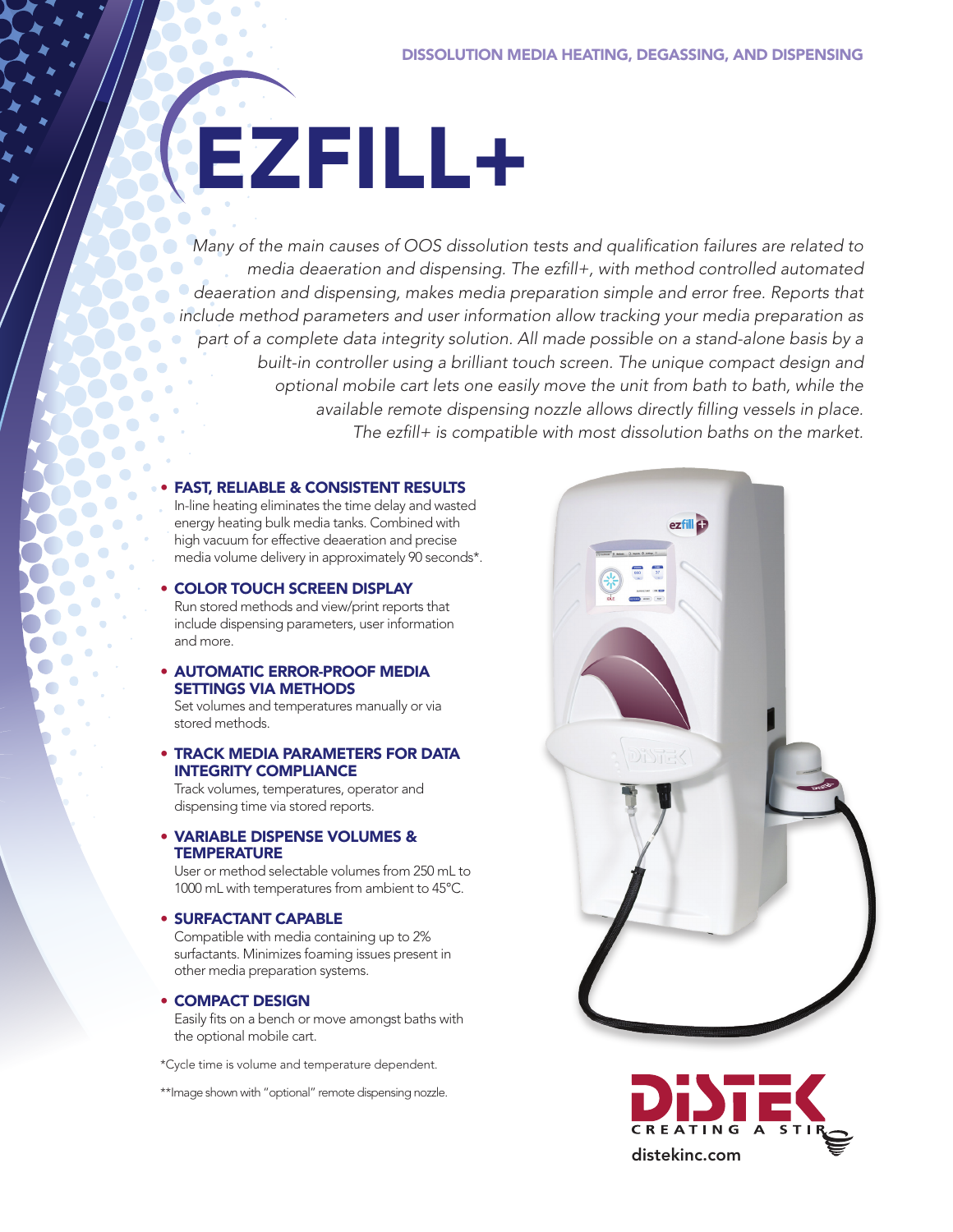DISSOLUTION MEDIA HEATING, DEGASSING, AND DISPENSING

# EZFILL+

*Many of the main causes of OOS dissolution tests and qualification failures are related to media deaeration and dispensing. The ezfill+, with method controlled automated deaeration and dispensing, makes media preparation simple and error free. Reports that include method parameters and user information allow tracking your media preparation as part of a complete data integrity solution. All made possible on a stand-alone basis by a built-in controller using a brilliant touch screen. The unique compact design and optional mobile cart lets one easily move the unit from bath to bath, while the available remote dispensing nozzle allows directly filling vessels in place. The ezfill+ is compatible with most dissolution baths on the market.*

- **FAST, RELIABLE & CONSISTENT RESULTS**
  In-line heating eliminates the time delay and wasted energy heating bulk media tanks. Combined with high vacuum for effective deaeration and precise media volume delivery in approximately 90 seconds*.

- **COLOR TOUCH SCREEN DISPLAY**
  Run stored methods and view/print reports that include dispensing parameters, user information and more.

- **AUTOMATIC ERROR-PROOF MEDIA SETTINGS VIA METHODS**
  Set volumes and temperatures manually or via stored methods.

- **TRACK MEDIA PARAMETERS FOR DATA INTEGRITY COMPLIANCE**
  Track volumes, temperatures, operator and dispensing time via stored reports.

- **VARIABLE DISPENSE VOLUMES & TEMPERATURE**
  User or method selectable volumes from 250 mL to 1000 mL with temperatures from ambient to 45°C.

- **SURFACTANT CAPABLE**
  Compatible with media containing up to 2% surfactants. Minimizes foaming issues present in other media preparation systems.

- **COMPACT DESIGN**
  Easily fits on a bench or move amongst baths with the optional mobile cart.

*Cycle time is volume and temperature dependent.

**Image shown with "optional" remote dispensing nozzle.

DISTEK
CREATING A STIR
distekinc.com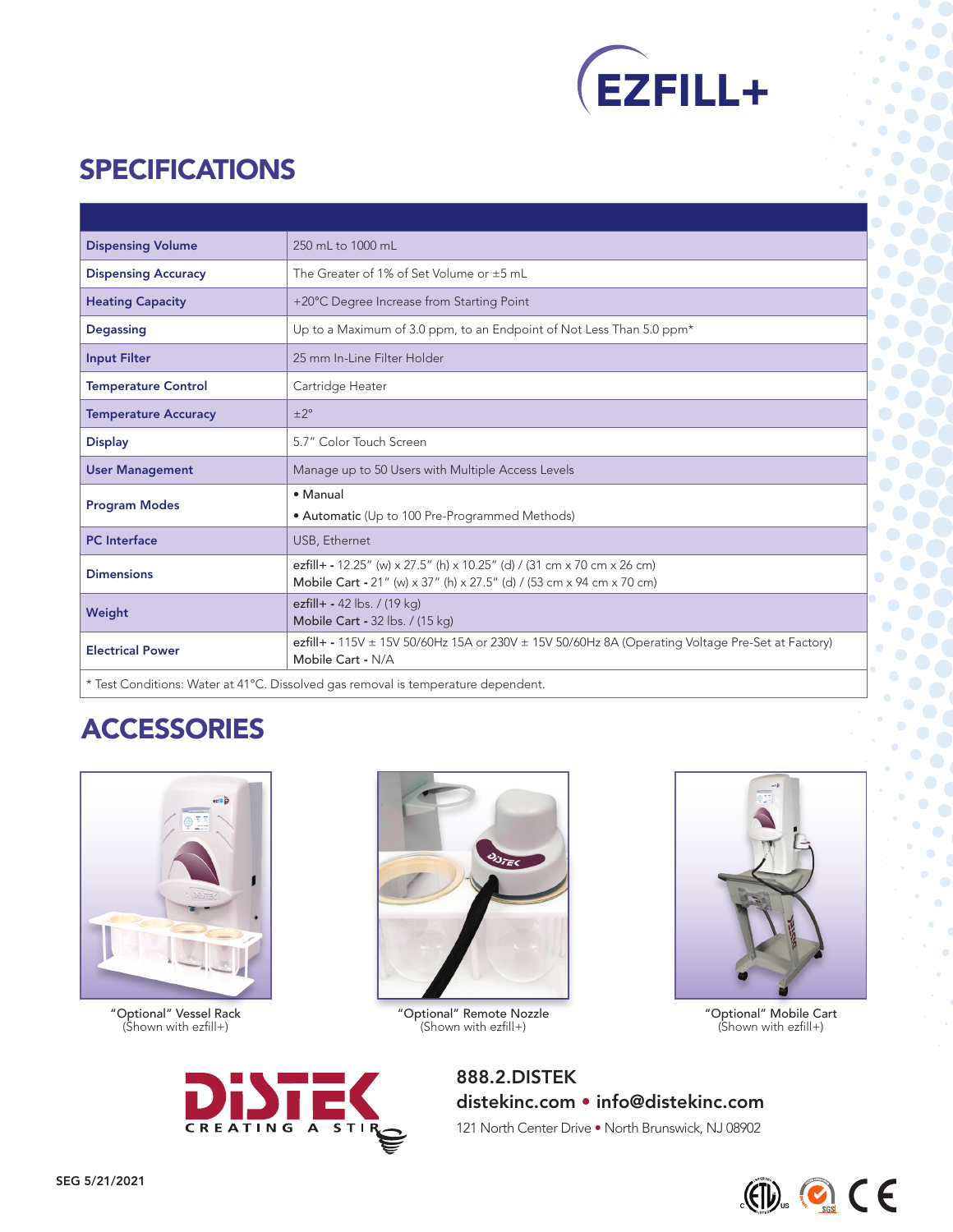# EZFILL+

## SPECIFICATIONS

| | |
|---|---|
| **Dispensing Volume** | 250 mL to 1000 mL |
| **Dispensing Accuracy** | The Greater of 1% of Set Volume or ±5 mL |
| **Heating Capacity** | +20°C Degree Increase from Starting Point |
| **Degassing** | Up to a Maximum of 3.0 ppm, to an Endpoint of Not Less Than 5.0 ppm* |
| **Input Filter** | 25 mm In-Line Filter Holder |
| **Temperature Control** | Cartridge Heater |
| **Temperature Accuracy** | ±2° |
| **Display** | 5.7" Color Touch Screen |
| **User Management** | Manage up to 50 Users with Multiple Access Levels |
| **Program Modes** | • Manual<br>• Automatic (Up to 100 Pre-Programmed Methods) |
| **PC Interface** | USB, Ethernet |
| **Dimensions** | ezfill+ - 12.25" (w) x 27.5" (h) x 10.25" (d) / (31 cm x 70 cm x 26 cm)<br>Mobile Cart - 21" (w) x 37" (h) x 27.5" (d) / (53 cm x 94 cm x 70 cm) |
| **Weight** | ezfill+ - 42 lbs. / (19 kg)<br>Mobile Cart - 32 lbs. / (15 kg) |
| **Electrical Power** | ezfill+ - 115V ± 15V 50/60Hz 15A or 230V ± 15V 50/60Hz 8A (Operating Voltage Pre-Set at Factory)<br>Mobile Cart - N/A |

* Test Conditions: Water at 41°C. Dissolved gas removal is temperature dependent.

## ACCESSORIES

"Optional" Vessel Rack
(Shown with ezfill+)

"Optional" Remote Nozzle
(Shown with ezfill+)

"Optional" Mobile Cart
(Shown with ezfill+)

DISTEK
CREATING A STIR

888.2.DISTEK
distekinc.com • info@distekinc.com
121 North Center Drive • North Brunswick, NJ 08902

SEG 5/21/2021